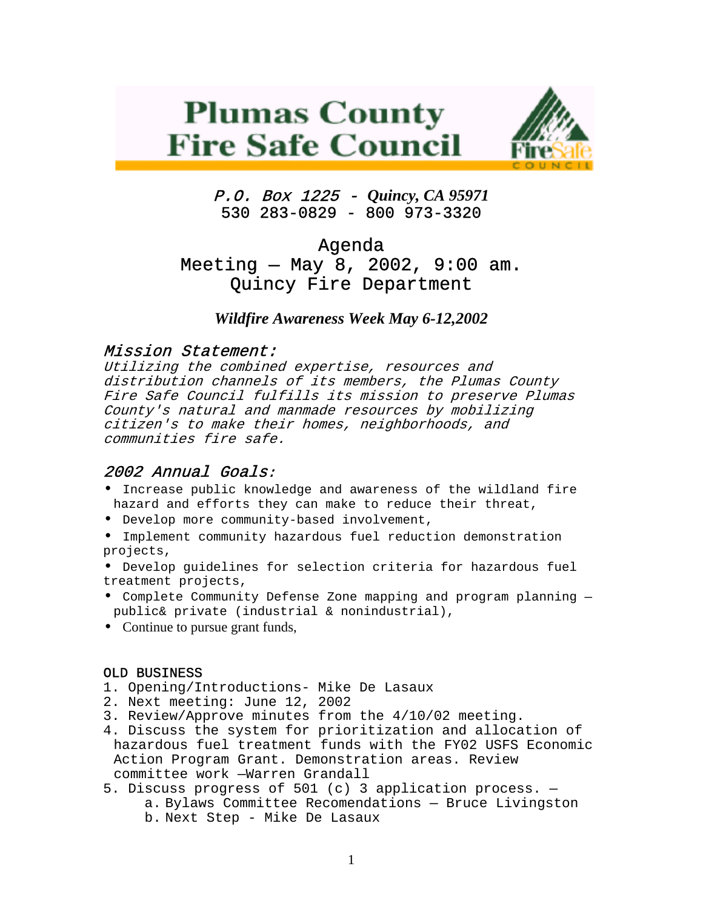# Plumas County Fire Safe Council

*P.O. Box 1225 - Quincy, CA 95971*
530 283-0829 - 800 973-3320

## Agenda
## Meeting – May 8, 2002, 9:00 am.
## Quincy Fire Department

***Wildfire Awareness Week May 6-12,2002***

### *Mission Statement:*

*Utilizing the combined expertise, resources and distribution channels of its members, the Plumas County Fire Safe Council fulfills its mission to preserve Plumas County's natural and manmade resources by mobilizing citizen's to make their homes, neighborhoods, and communities fire safe.*

### *2002 Annual Goals:*

- Increase public knowledge and awareness of the wildland fire hazard and efforts they can make to reduce their threat,
- Develop more community-based involvement,
- Implement community hazardous fuel reduction demonstration projects,
- Develop guidelines for selection criteria for hazardous fuel treatment projects,
- Complete Community Defense Zone mapping and program planning – public& private (industrial & nonindustrial),
- Continue to pursue grant funds,

OLD BUSINESS

1. Opening/Introductions- Mike De Lasaux
2. Next meeting: June 12, 2002
3. Review/Approve minutes from the 4/10/02 meeting.
4. Discuss the system for prioritization and allocation of hazardous fuel treatment funds with the FY02 USFS Economic Action Program Grant. Demonstration areas. Review committee work –Warren Grandall
5. Discuss progress of 501 (c) 3 application process. –
   a. Bylaws Committee Recomendations – Bruce Livingston
   b. Next Step - Mike De Lasaux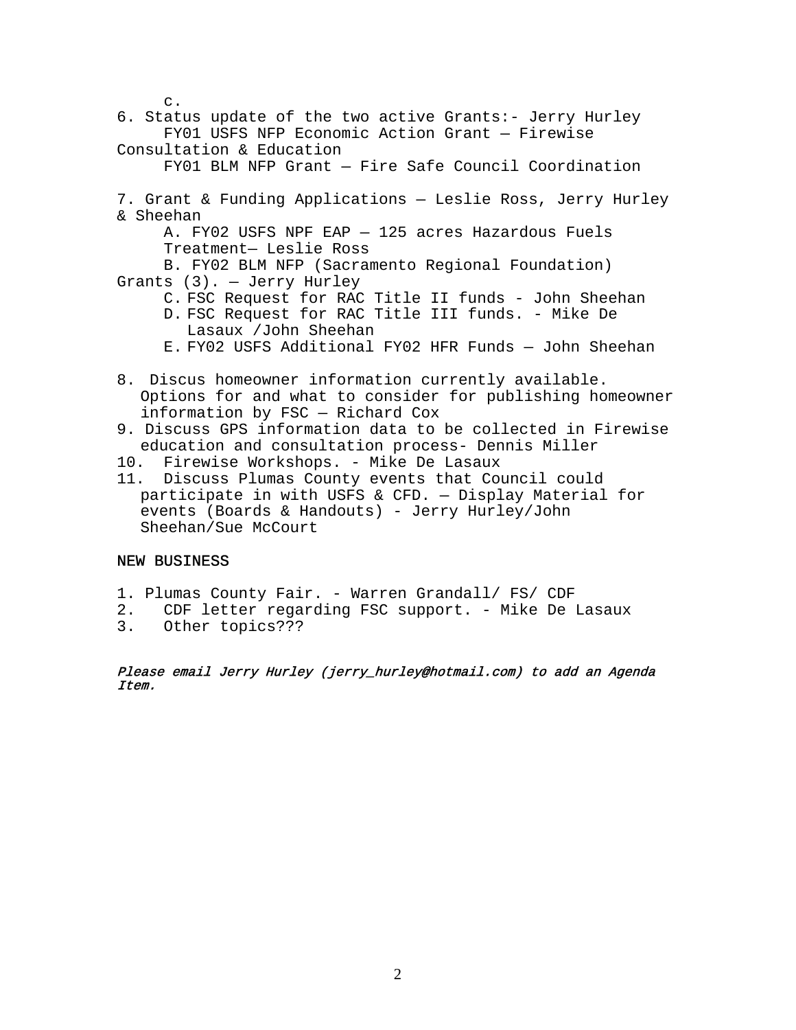c.

6. Status update of the two active Grants:- Jerry Hurley
   - FY01 USFS NFP Economic Action Grant – Firewise Consultation & Education
   - FY01 BLM NFP Grant – Fire Safe Council Coordination

7. Grant & Funding Applications – Leslie Ross, Jerry Hurley & Sheehan
   - A. FY02 USFS NPF EAP – 125 acres Hazardous Fuels Treatment– Leslie Ross
   - B. FY02 BLM NFP (Sacramento Regional Foundation) Grants (3). – Jerry Hurley
   - C. FSC Request for RAC Title II funds - John Sheehan
   - D. FSC Request for RAC Title III funds. - Mike De Lasaux /John Sheehan
   - E. FY02 USFS Additional FY02 HFR Funds – John Sheehan

8. Discus homeowner information currently available. Options for and what to consider for publishing homeowner information by FSC – Richard Cox
9. Discuss GPS information data to be collected in Firewise education and consultation process- Dennis Miller
10. Firewise Workshops. - Mike De Lasaux
11. Discuss Plumas County events that Council could participate in with USFS & CFD. – Display Material for events (Boards & Handouts) - Jerry Hurley/John Sheehan/Sue McCourt

NEW BUSINESS

1. Plumas County Fair. - Warren Grandall/ FS/ CDF
2. CDF letter regarding FSC support. - Mike De Lasaux
3. Other topics???

*Please email Jerry Hurley (jerry_hurley@hotmail.com) to add an Agenda Item.*